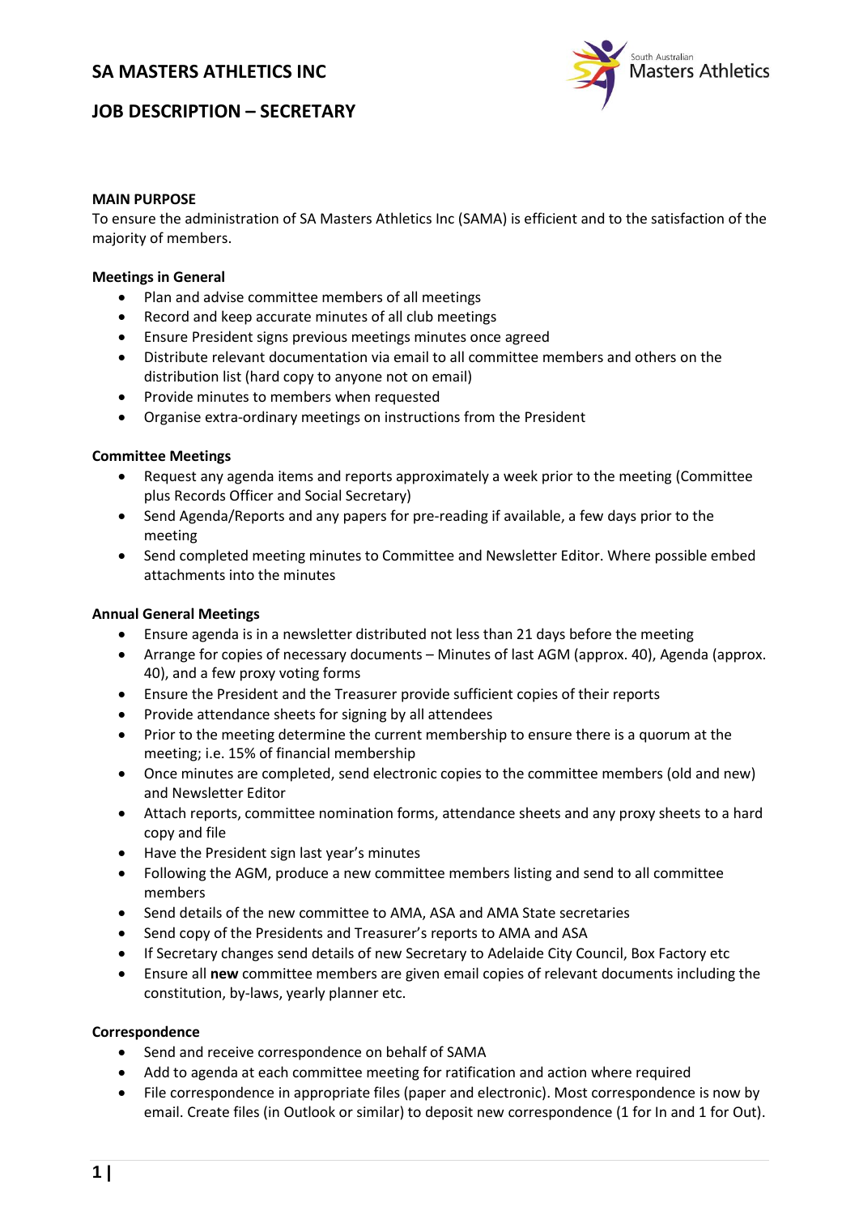# SA MASTERS ATHLETICS INC

## JOB DESCRIPTION – SECRETARY

**MAIN PURPOSE**

To ensure the administration of SA Masters Athletics Inc (SAMA) is efficient and to the satisfaction of the majority of members.

**Meetings in General**

- Plan and advise committee members of all meetings
- Record and keep accurate minutes of all club meetings
- Ensure President signs previous meetings minutes once agreed
- Distribute relevant documentation via email to all committee members and others on the distribution list (hard copy to anyone not on email)
- Provide minutes to members when requested
- Organise extra-ordinary meetings on instructions from the President

**Committee Meetings**

- Request any agenda items and reports approximately a week prior to the meeting (Committee plus Records Officer and Social Secretary)
- Send Agenda/Reports and any papers for pre-reading if available, a few days prior to the meeting
- Send completed meeting minutes to Committee and Newsletter Editor. Where possible embed attachments into the minutes

**Annual General Meetings**

- Ensure agenda is in a newsletter distributed not less than 21 days before the meeting
- Arrange for copies of necessary documents – Minutes of last AGM (approx. 40), Agenda (approx. 40), and a few proxy voting forms
- Ensure the President and the Treasurer provide sufficient copies of their reports
- Provide attendance sheets for signing by all attendees
- Prior to the meeting determine the current membership to ensure there is a quorum at the meeting; i.e. 15% of financial membership
- Once minutes are completed, send electronic copies to the committee members (old and new) and Newsletter Editor
- Attach reports, committee nomination forms, attendance sheets and any proxy sheets to a hard copy and file
- Have the President sign last year's minutes
- Following the AGM, produce a new committee members listing and send to all committee members
- Send details of the new committee to AMA, ASA and AMA State secretaries
- Send copy of the Presidents and Treasurer's reports to AMA and ASA
- If Secretary changes send details of new Secretary to Adelaide City Council, Box Factory etc
- Ensure all **new** committee members are given email copies of relevant documents including the constitution, by-laws, yearly planner etc.

**Correspondence**

- Send and receive correspondence on behalf of SAMA
- Add to agenda at each committee meeting for ratification and action where required
- File correspondence in appropriate files (paper and electronic). Most correspondence is now by email. Create files (in Outlook or similar) to deposit new correspondence (1 for In and 1 for Out).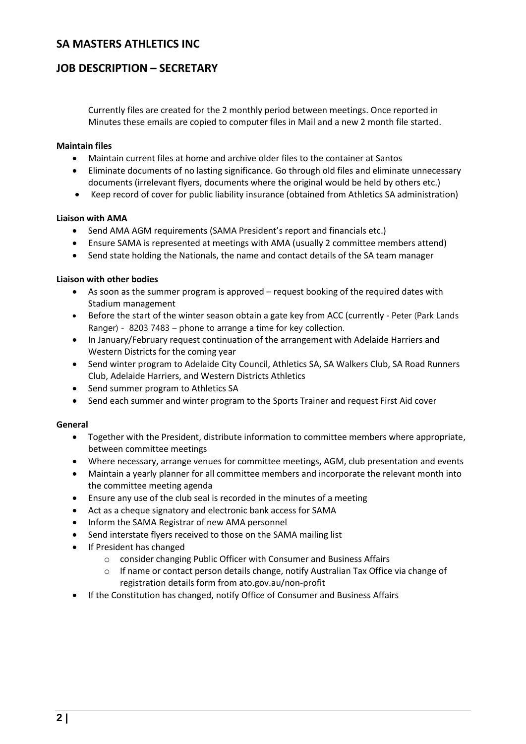## SA MASTERS ATHLETICS INC

## JOB DESCRIPTION – SECRETARY

Currently files are created for the 2 monthly period between meetings. Once reported in Minutes these emails are copied to computer files in Mail and a new 2 month file started.

**Maintain files**

- Maintain current files at home and archive older files to the container at Santos
- Eliminate documents of no lasting significance. Go through old files and eliminate unnecessary documents (irrelevant flyers, documents where the original would be held by others etc.)
- Keep record of cover for public liability insurance (obtained from Athletics SA administration)

**Liaison with AMA**

- Send AMA AGM requirements (SAMA President's report and financials etc.)
- Ensure SAMA is represented at meetings with AMA (usually 2 committee members attend)
- Send state holding the Nationals, the name and contact details of the SA team manager

**Liaison with other bodies**

- As soon as the summer program is approved – request booking of the required dates with Stadium management
- Before the start of the winter season obtain a gate key from ACC (currently - Peter (Park Lands Ranger) - 8203 7483 – phone to arrange a time for key collection.
- In January/February request continuation of the arrangement with Adelaide Harriers and Western Districts for the coming year
- Send winter program to Adelaide City Council, Athletics SA, SA Walkers Club, SA Road Runners Club, Adelaide Harriers, and Western Districts Athletics
- Send summer program to Athletics SA
- Send each summer and winter program to the Sports Trainer and request First Aid cover

**General**

- Together with the President, distribute information to committee members where appropriate, between committee meetings
- Where necessary, arrange venues for committee meetings, AGM, club presentation and events
- Maintain a yearly planner for all committee members and incorporate the relevant month into the committee meeting agenda
- Ensure any use of the club seal is recorded in the minutes of a meeting
- Act as a cheque signatory and electronic bank access for SAMA
- Inform the SAMA Registrar of new AMA personnel
- Send interstate flyers received to those on the SAMA mailing list
- If President has changed
  - consider changing Public Officer with Consumer and Business Affairs
  - If name or contact person details change, notify Australian Tax Office via change of registration details form from ato.gov.au/non-profit
- If the Constitution has changed, notify Office of Consumer and Business Affairs